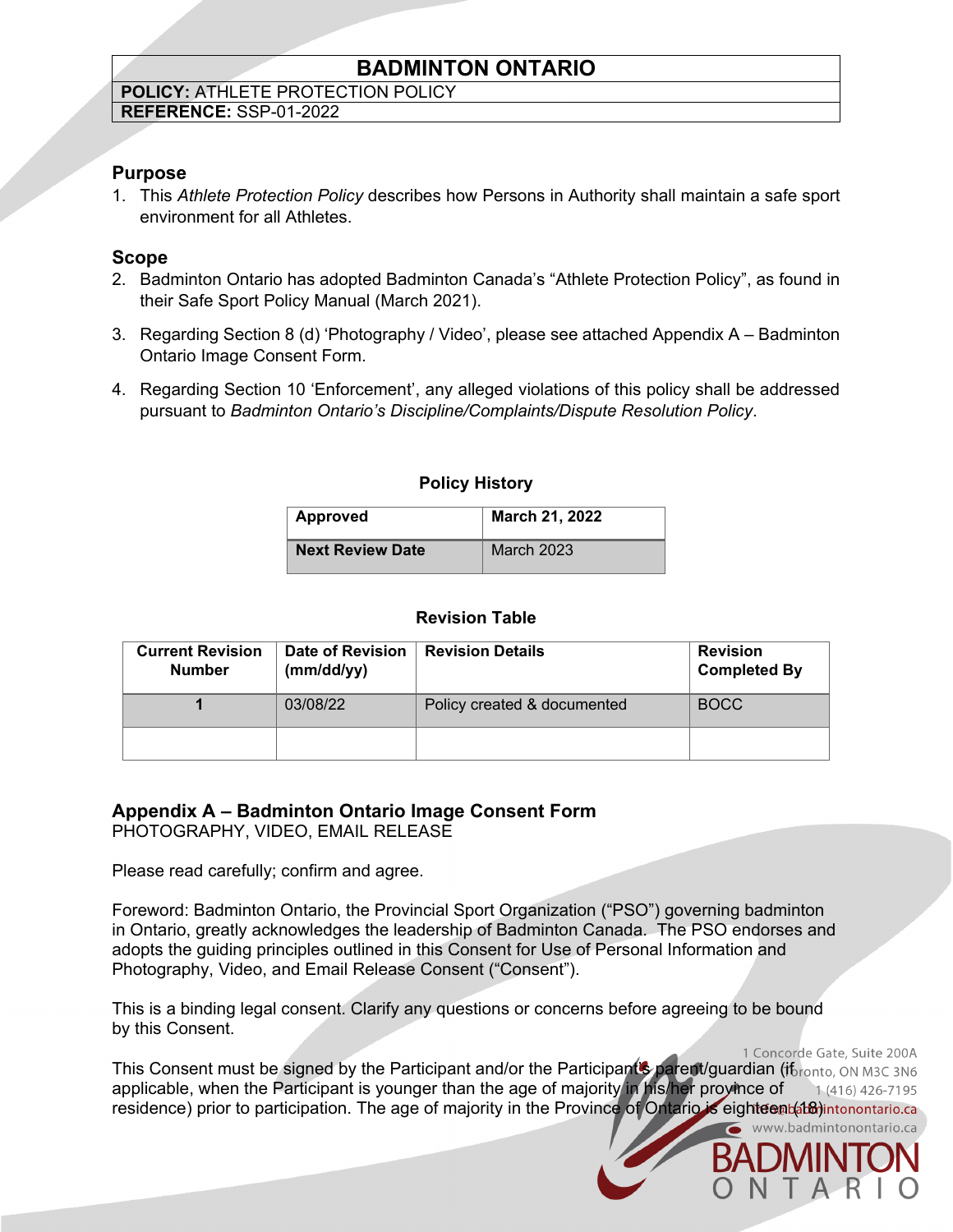# BADMINTON ONTARIO

**POLICY:** ATHLETE PROTECTION POLICY
**REFERENCE:** SSP-01-2022

## Purpose

1. This *Athlete Protection Policy* describes how Persons in Authority shall maintain a safe sport environment for all Athletes.

## Scope

2. Badminton Ontario has adopted Badminton Canada's "Athlete Protection Policy", as found in their Safe Sport Policy Manual (March 2021).

3. Regarding Section 8 (d) 'Photography / Video', please see attached Appendix A – Badminton Ontario Image Consent Form.

4. Regarding Section 10 'Enforcement', any alleged violations of this policy shall be addressed pursuant to *Badminton Ontario's Discipline/Complaints/Dispute Resolution Policy*.

**Policy History**

| **Approved** | **March 21, 2022** |
|---|---|
| **Next Review Date** | March 2023 |

**Revision Table**

| Current Revision Number | Date of Revision (mm/dd/yy) | Revision Details | Revision Completed By |
|---|---|---|---|
| 1 | 03/08/22 | Policy created & documented | BOCC |
| | | | |

## Appendix A – Badminton Ontario Image Consent Form

PHOTOGRAPHY, VIDEO, EMAIL RELEASE

Please read carefully; confirm and agree.

Foreword: Badminton Ontario, the Provincial Sport Organization ("PSO") governing badminton in Ontario, greatly acknowledges the leadership of Badminton Canada. The PSO endorses and adopts the guiding principles outlined in this Consent for Use of Personal Information and Photography, Video, and Email Release Consent ("Consent").

This is a binding legal consent. Clarify any questions or concerns before agreeing to be bound by this Consent.

This Consent must be signed by the Participant and/or the Participant's parent/guardian (if applicable, when the Participant is younger than the age of majority in his/her province of residence) prior to participation. The age of majority in the Province of Ontario is eighteen (18).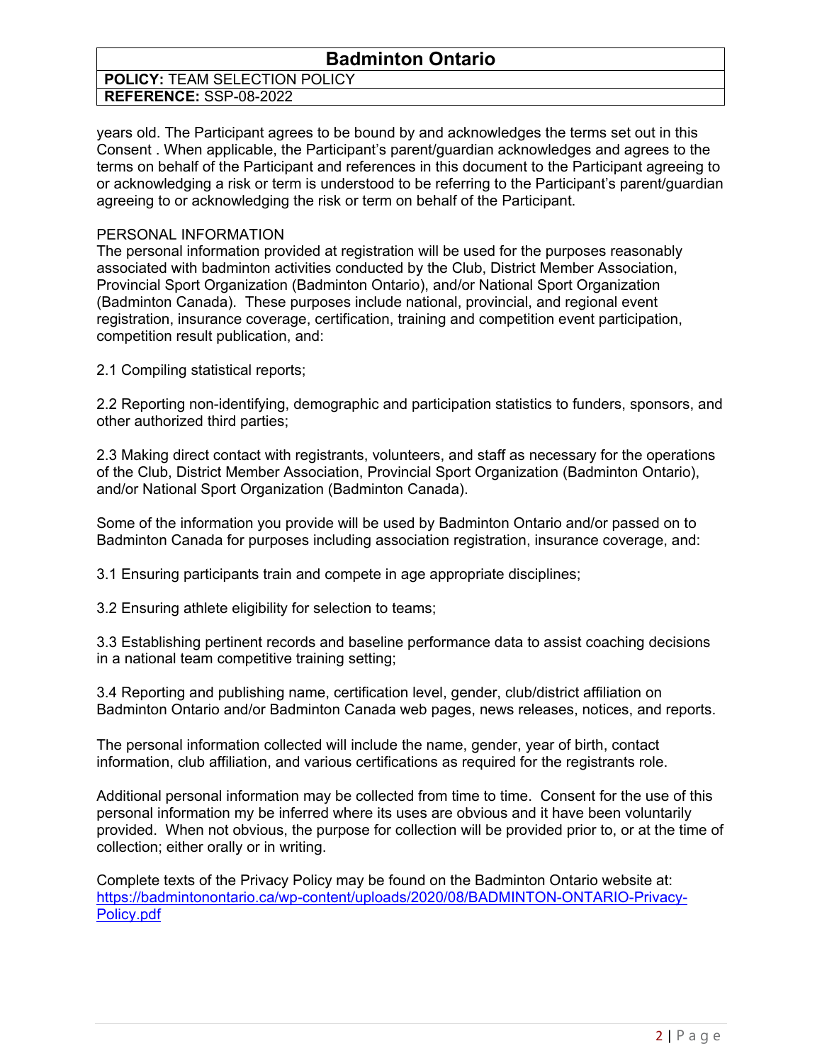years old. The Participant agrees to be bound by and acknowledges the terms set out in this Consent . When applicable, the Participant's parent/guardian acknowledges and agrees to the terms on behalf of the Participant and references in this document to the Participant agreeing to or acknowledging a risk or term is understood to be referring to the Participant's parent/guardian agreeing to or acknowledging the risk or term on behalf of the Participant.

PERSONAL INFORMATION

The personal information provided at registration will be used for the purposes reasonably associated with badminton activities conducted by the Club, District Member Association, Provincial Sport Organization (Badminton Ontario), and/or National Sport Organization (Badminton Canada). These purposes include national, provincial, and regional event registration, insurance coverage, certification, training and competition event participation, competition result publication, and:

2.1 Compiling statistical reports;

2.2 Reporting non-identifying, demographic and participation statistics to funders, sponsors, and other authorized third parties;

2.3 Making direct contact with registrants, volunteers, and staff as necessary for the operations of the Club, District Member Association, Provincial Sport Organization (Badminton Ontario), and/or National Sport Organization (Badminton Canada).

Some of the information you provide will be used by Badminton Ontario and/or passed on to Badminton Canada for purposes including association registration, insurance coverage, and:

3.1 Ensuring participants train and compete in age appropriate disciplines;

3.2 Ensuring athlete eligibility for selection to teams;

3.3 Establishing pertinent records and baseline performance data to assist coaching decisions in a national team competitive training setting;

3.4 Reporting and publishing name, certification level, gender, club/district affiliation on Badminton Ontario and/or Badminton Canada web pages, news releases, notices, and reports.

The personal information collected will include the name, gender, year of birth, contact information, club affiliation, and various certifications as required for the registrants role.

Additional personal information may be collected from time to time. Consent for the use of this personal information my be inferred where its uses are obvious and it have been voluntarily provided. When not obvious, the purpose for collection will be provided prior to, or at the time of collection; either orally or in writing.

Complete texts of the Privacy Policy may be found on the Badminton Ontario website at: [https://badmintonontario.ca/wp-content/uploads/2020/08/BADMINTON-ONTARIO-Privacy-Policy.pdf](https://badmintonontario.ca/wp-content/uploads/2020/08/BADMINTON-ONTARIO-Privacy-Policy.pdf)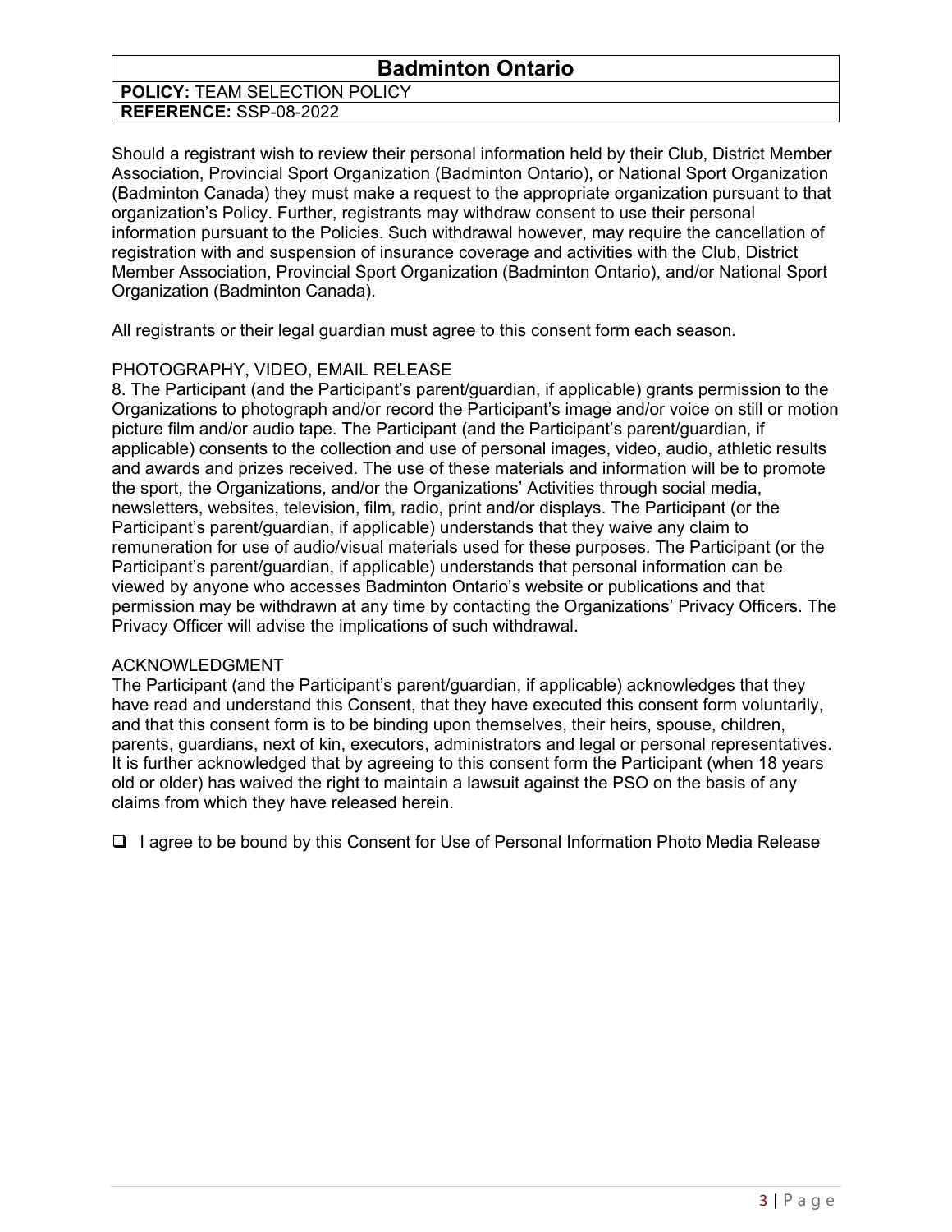Should a registrant wish to review their personal information held by their Club, District Member Association, Provincial Sport Organization (Badminton Ontario), or National Sport Organization (Badminton Canada) they must make a request to the appropriate organization pursuant to that organization's Policy. Further, registrants may withdraw consent to use their personal information pursuant to the Policies. Such withdrawal however, may require the cancellation of registration with and suspension of insurance coverage and activities with the Club, District Member Association, Provincial Sport Organization (Badminton Ontario), and/or National Sport Organization (Badminton Canada).

All registrants or their legal guardian must agree to this consent form each season.

PHOTOGRAPHY, VIDEO, EMAIL RELEASE

8. The Participant (and the Participant's parent/guardian, if applicable) grants permission to the Organizations to photograph and/or record the Participant's image and/or voice on still or motion picture film and/or audio tape. The Participant (and the Participant's parent/guardian, if applicable) consents to the collection and use of personal images, video, audio, athletic results and awards and prizes received. The use of these materials and information will be to promote the sport, the Organizations, and/or the Organizations' Activities through social media, newsletters, websites, television, film, radio, print and/or displays. The Participant (or the Participant's parent/guardian, if applicable) understands that they waive any claim to remuneration for use of audio/visual materials used for these purposes. The Participant (or the Participant's parent/guardian, if applicable) understands that personal information can be viewed by anyone who accesses Badminton Ontario's website or publications and that permission may be withdrawn at any time by contacting the Organizations' Privacy Officers. The Privacy Officer will advise the implications of such withdrawal.

ACKNOWLEDGMENT

The Participant (and the Participant's parent/guardian, if applicable) acknowledges that they have read and understand this Consent, that they have executed this consent form voluntarily, and that this consent form is to be binding upon themselves, their heirs, spouse, children, parents, guardians, next of kin, executors, administrators and legal or personal representatives. It is further acknowledged that by agreeing to this consent form the Participant (when 18 years old or older) has waived the right to maintain a lawsuit against the PSO on the basis of any claims from which they have released herein.

- [ ] I agree to be bound by this Consent for Use of Personal Information Photo Media Release